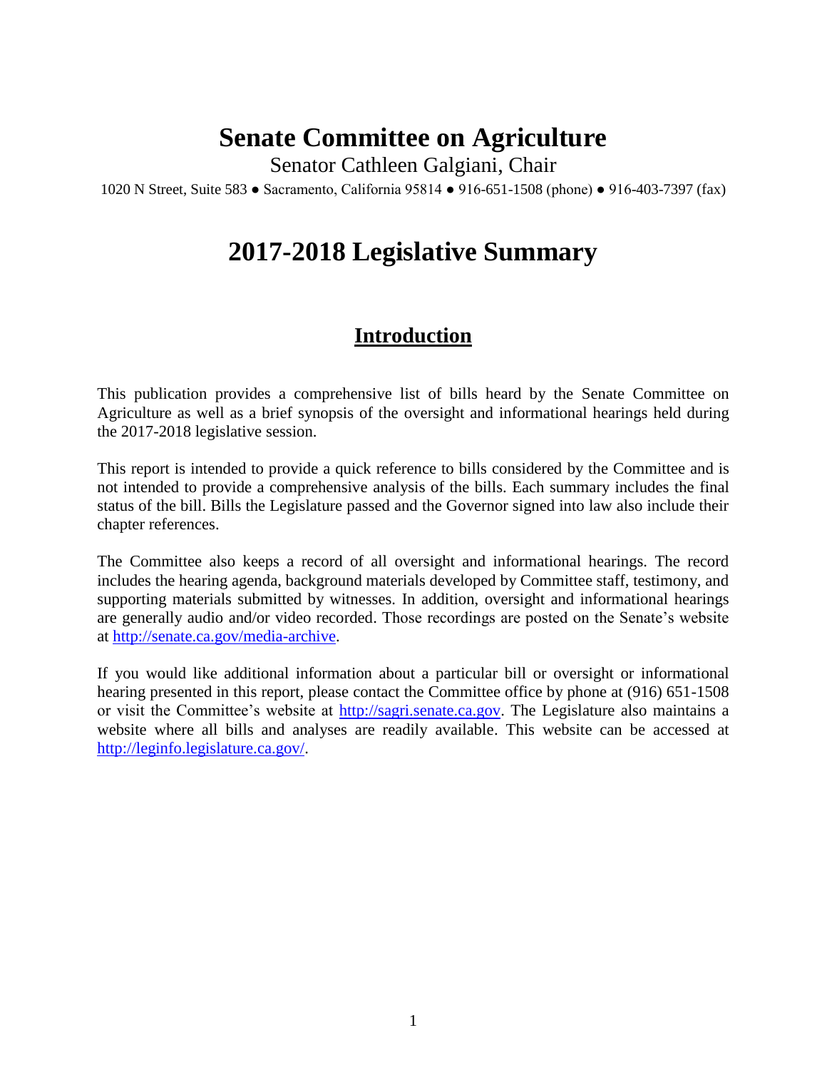# Senate Committee on Agriculture

Senator Cathleen Galgiani, Chair

1020 N Street, Suite 583 ● Sacramento, California 95814 ● 916-651-1508 (phone) ● 916-403-7397 (fax)

# 2017-2018 Legislative Summary

## Introduction

This publication provides a comprehensive list of bills heard by the Senate Committee on Agriculture as well as a brief synopsis of the oversight and informational hearings held during the 2017-2018 legislative session.

This report is intended to provide a quick reference to bills considered by the Committee and is not intended to provide a comprehensive analysis of the bills. Each summary includes the final status of the bill. Bills the Legislature passed and the Governor signed into law also include their chapter references.

The Committee also keeps a record of all oversight and informational hearings. The record includes the hearing agenda, background materials developed by Committee staff, testimony, and supporting materials submitted by witnesses. In addition, oversight and informational hearings are generally audio and/or video recorded. Those recordings are posted on the Senate's website at http://senate.ca.gov/media-archive.

If you would like additional information about a particular bill or oversight or informational hearing presented in this report, please contact the Committee office by phone at (916) 651-1508 or visit the Committee's website at http://sagri.senate.ca.gov. The Legislature also maintains a website where all bills and analyses are readily available. This website can be accessed at http://leginfo.legislature.ca.gov/.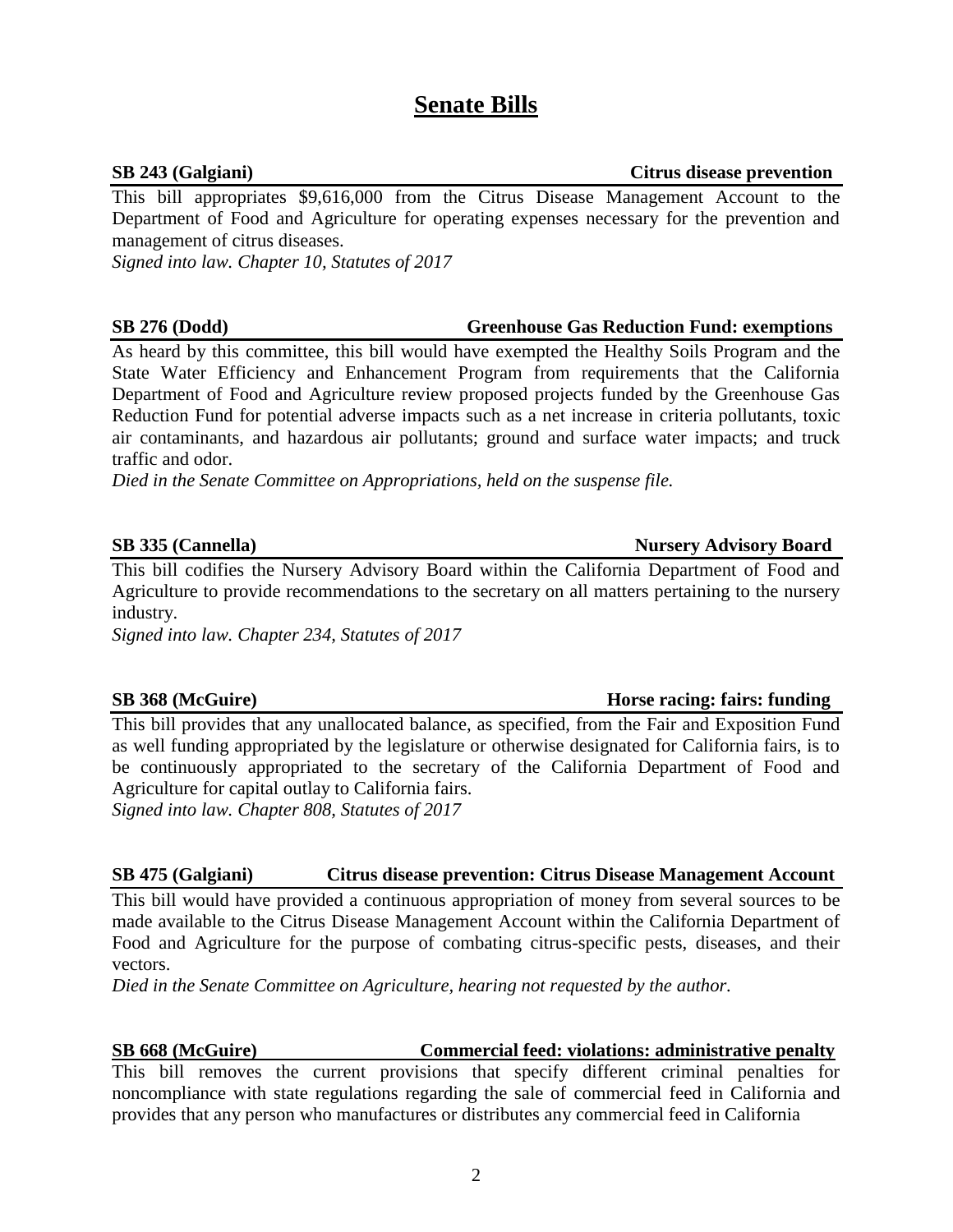# Senate Bills

**SB 243 (Galgiani) — Citrus disease prevention**

This bill appropriates $9,616,000 from the Citrus Disease Management Account to the Department of Food and Agriculture for operating expenses necessary for the prevention and management of citrus diseases.
*Signed into law. Chapter 10, Statutes of 2017*

**SB 276 (Dodd) — Greenhouse Gas Reduction Fund: exemptions**

As heard by this committee, this bill would have exempted the Healthy Soils Program and the State Water Efficiency and Enhancement Program from requirements that the California Department of Food and Agriculture review proposed projects funded by the Greenhouse Gas Reduction Fund for potential adverse impacts such as a net increase in criteria pollutants, toxic air contaminants, and hazardous air pollutants; ground and surface water impacts; and truck traffic and odor.
*Died in the Senate Committee on Appropriations, held on the suspense file.*

**SB 335 (Cannella) — Nursery Advisory Board**

This bill codifies the Nursery Advisory Board within the California Department of Food and Agriculture to provide recommendations to the secretary on all matters pertaining to the nursery industry.
*Signed into law. Chapter 234, Statutes of 2017*

**SB 368 (McGuire) — Horse racing: fairs: funding**

This bill provides that any unallocated balance, as specified, from the Fair and Exposition Fund as well funding appropriated by the legislature or otherwise designated for California fairs, is to be continuously appropriated to the secretary of the California Department of Food and Agriculture for capital outlay to California fairs.
*Signed into law. Chapter 808, Statutes of 2017*

**SB 475 (Galgiani) — Citrus disease prevention: Citrus Disease Management Account**

This bill would have provided a continuous appropriation of money from several sources to be made available to the Citrus Disease Management Account within the California Department of Food and Agriculture for the purpose of combating citrus-specific pests, diseases, and their vectors.
*Died in the Senate Committee on Agriculture, hearing not requested by the author.*

**SB 668 (McGuire) — Commercial feed: violations: administrative penalty**

This bill removes the current provisions that specify different criminal penalties for noncompliance with state regulations regarding the sale of commercial feed in California and provides that any person who manufactures or distributes any commercial feed in California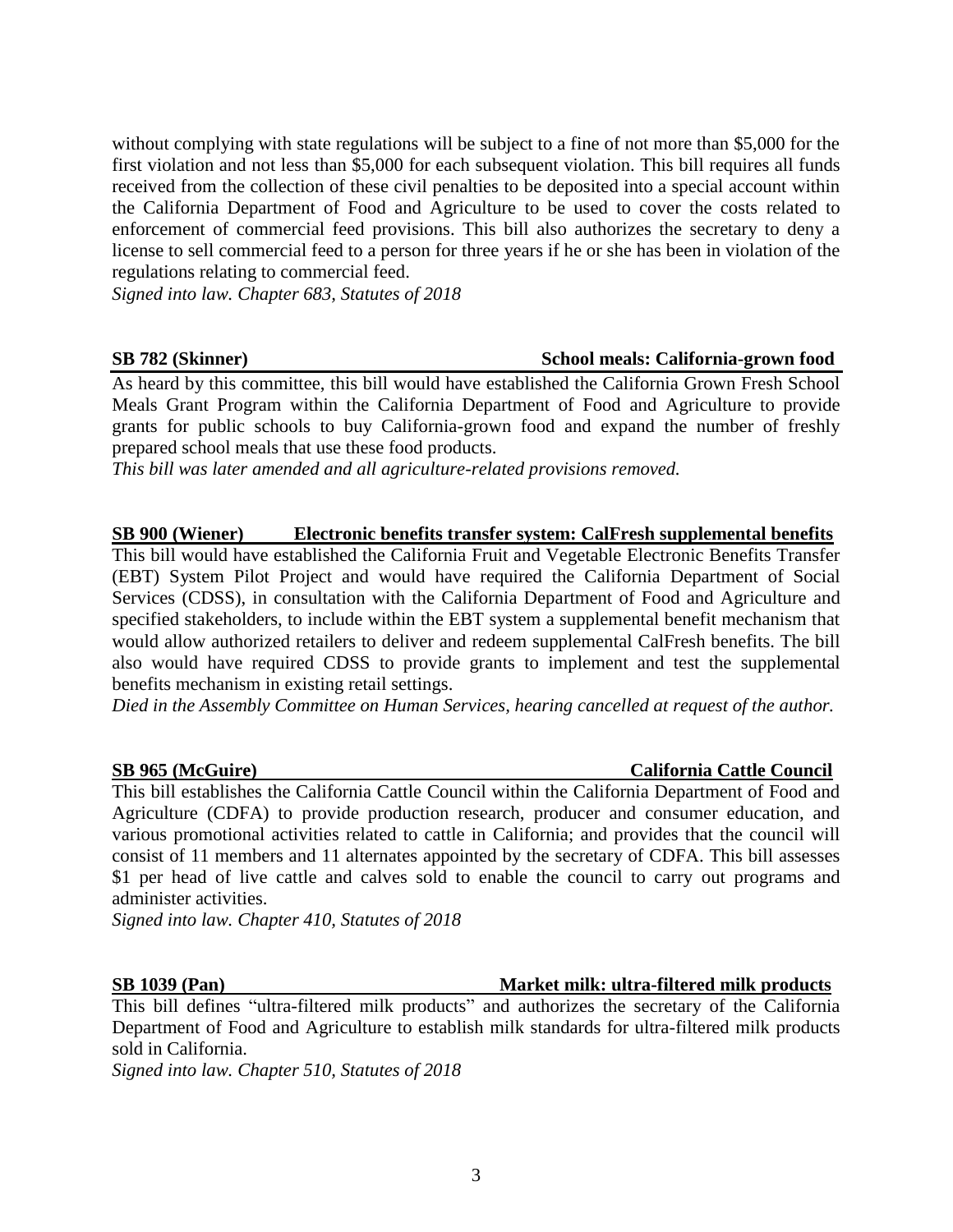without complying with state regulations will be subject to a fine of not more than $5,000 for the first violation and not less than $5,000 for each subsequent violation. This bill requires all funds received from the collection of these civil penalties to be deposited into a special account within the California Department of Food and Agriculture to be used to cover the costs related to enforcement of commercial feed provisions. This bill also authorizes the secretary to deny a license to sell commercial feed to a person for three years if he or she has been in violation of the regulations relating to commercial feed.

*Signed into law. Chapter 683, Statutes of 2018*

**SB 782 (Skinner) — School meals: California-grown food**

As heard by this committee, this bill would have established the California Grown Fresh School Meals Grant Program within the California Department of Food and Agriculture to provide grants for public schools to buy California-grown food and expand the number of freshly prepared school meals that use these food products.

*This bill was later amended and all agriculture-related provisions removed.*

**SB 900 (Wiener) — Electronic benefits transfer system: CalFresh supplemental benefits**

This bill would have established the California Fruit and Vegetable Electronic Benefits Transfer (EBT) System Pilot Project and would have required the California Department of Social Services (CDSS), in consultation with the California Department of Food and Agriculture and specified stakeholders, to include within the EBT system a supplemental benefit mechanism that would allow authorized retailers to deliver and redeem supplemental CalFresh benefits. The bill also would have required CDSS to provide grants to implement and test the supplemental benefits mechanism in existing retail settings.

*Died in the Assembly Committee on Human Services, hearing cancelled at request of the author.*

**SB 965 (McGuire) — California Cattle Council**

This bill establishes the California Cattle Council within the California Department of Food and Agriculture (CDFA) to provide production research, producer and consumer education, and various promotional activities related to cattle in California; and provides that the council will consist of 11 members and 11 alternates appointed by the secretary of CDFA. This bill assesses $1 per head of live cattle and calves sold to enable the council to carry out programs and administer activities.

*Signed into law. Chapter 410, Statutes of 2018*

**SB 1039 (Pan) — Market milk: ultra-filtered milk products**

This bill defines "ultra-filtered milk products" and authorizes the secretary of the California Department of Food and Agriculture to establish milk standards for ultra-filtered milk products sold in California.

*Signed into law. Chapter 510, Statutes of 2018*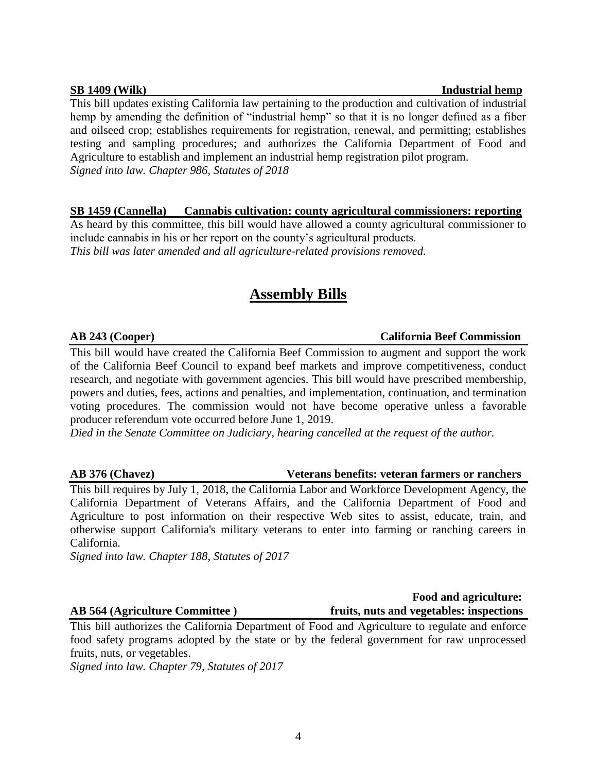**SB 1409 (Wilk)** **Industrial hemp**

This bill updates existing California law pertaining to the production and cultivation of industrial hemp by amending the definition of "industrial hemp" so that it is no longer defined as a fiber and oilseed crop; establishes requirements for registration, renewal, and permitting; establishes testing and sampling procedures; and authorizes the California Department of Food and Agriculture to establish and implement an industrial hemp registration pilot program.
*Signed into law. Chapter 986, Statutes of 2018*

**SB 1459 (Cannella)** **Cannabis cultivation: county agricultural commissioners: reporting**

As heard by this committee, this bill would have allowed a county agricultural commissioner to include cannabis in his or her report on the county's agricultural products.
*This bill was later amended and all agriculture-related provisions removed.*

## Assembly Bills

**AB 243 (Cooper)** **California Beef Commission**

This bill would have created the California Beef Commission to augment and support the work of the California Beef Council to expand beef markets and improve competitiveness, conduct research, and negotiate with government agencies. This bill would have prescribed membership, powers and duties, fees, actions and penalties, and implementation, continuation, and termination voting procedures. The commission would not have become operative unless a favorable producer referendum vote occurred before June 1, 2019.
*Died in the Senate Committee on Judiciary, hearing cancelled at the request of the author.*

**AB 376 (Chavez)** **Veterans benefits: veteran farmers or ranchers**

This bill requires by July 1, 2018, the California Labor and Workforce Development Agency, the California Department of Veterans Affairs, and the California Department of Food and Agriculture to post information on their respective Web sites to assist, educate, train, and otherwise support California's military veterans to enter into farming or ranching careers in California.
*Signed into law. Chapter 188, Statutes of 2017*

**AB 564 (Agriculture Committee )** **Food and agriculture: fruits, nuts and vegetables: inspections**

This bill authorizes the California Department of Food and Agriculture to regulate and enforce food safety programs adopted by the state or by the federal government for raw unprocessed fruits, nuts, or vegetables.
*Signed into law. Chapter 79, Statutes of 2017*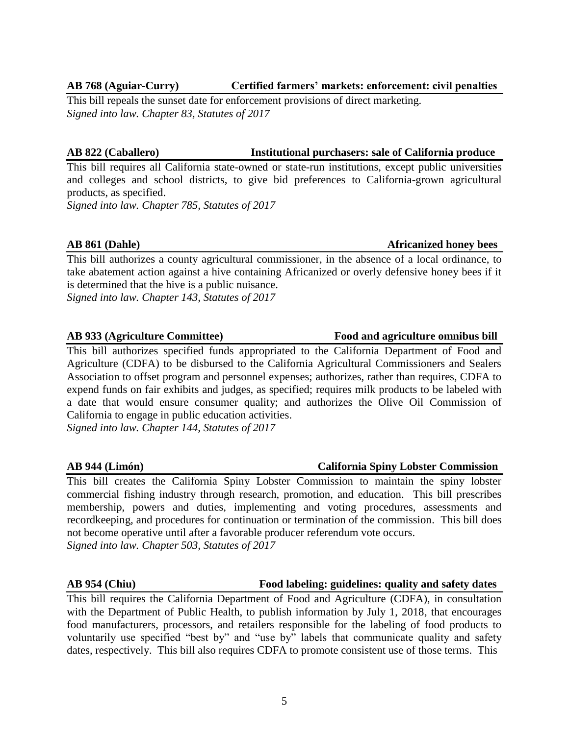**AB 768 (Aguiar-Curry)** **Certified farmers' markets: enforcement: civil penalties**

This bill repeals the sunset date for enforcement provisions of direct marketing.
*Signed into law. Chapter 83, Statutes of 2017*

**AB 822 (Caballero)** **Institutional purchasers: sale of California produce**

This bill requires all California state-owned or state-run institutions, except public universities and colleges and school districts, to give bid preferences to California-grown agricultural products, as specified.
*Signed into law. Chapter 785, Statutes of 2017*

**AB 861 (Dahle)** **Africanized honey bees**

This bill authorizes a county agricultural commissioner, in the absence of a local ordinance, to take abatement action against a hive containing Africanized or overly defensive honey bees if it is determined that the hive is a public nuisance.
*Signed into law. Chapter 143, Statutes of 2017*

**AB 933 (Agriculture Committee)** **Food and agriculture omnibus bill**

This bill authorizes specified funds appropriated to the California Department of Food and Agriculture (CDFA) to be disbursed to the California Agricultural Commissioners and Sealers Association to offset program and personnel expenses; authorizes, rather than requires, CDFA to expend funds on fair exhibits and judges, as specified; requires milk products to be labeled with a date that would ensure consumer quality; and authorizes the Olive Oil Commission of California to engage in public education activities.
*Signed into law. Chapter 144, Statutes of 2017*

**AB 944 (Limón)** **California Spiny Lobster Commission**

This bill creates the California Spiny Lobster Commission to maintain the spiny lobster commercial fishing industry through research, promotion, and education. This bill prescribes membership, powers and duties, implementing and voting procedures, assessments and recordkeeping, and procedures for continuation or termination of the commission. This bill does not become operative until after a favorable producer referendum vote occurs.
*Signed into law. Chapter 503, Statutes of 2017*

**AB 954 (Chiu)** **Food labeling: guidelines: quality and safety dates**

This bill requires the California Department of Food and Agriculture (CDFA), in consultation with the Department of Public Health, to publish information by July 1, 2018, that encourages food manufacturers, processors, and retailers responsible for the labeling of food products to voluntarily use specified "best by" and "use by" labels that communicate quality and safety dates, respectively. This bill also requires CDFA to promote consistent use of those terms. This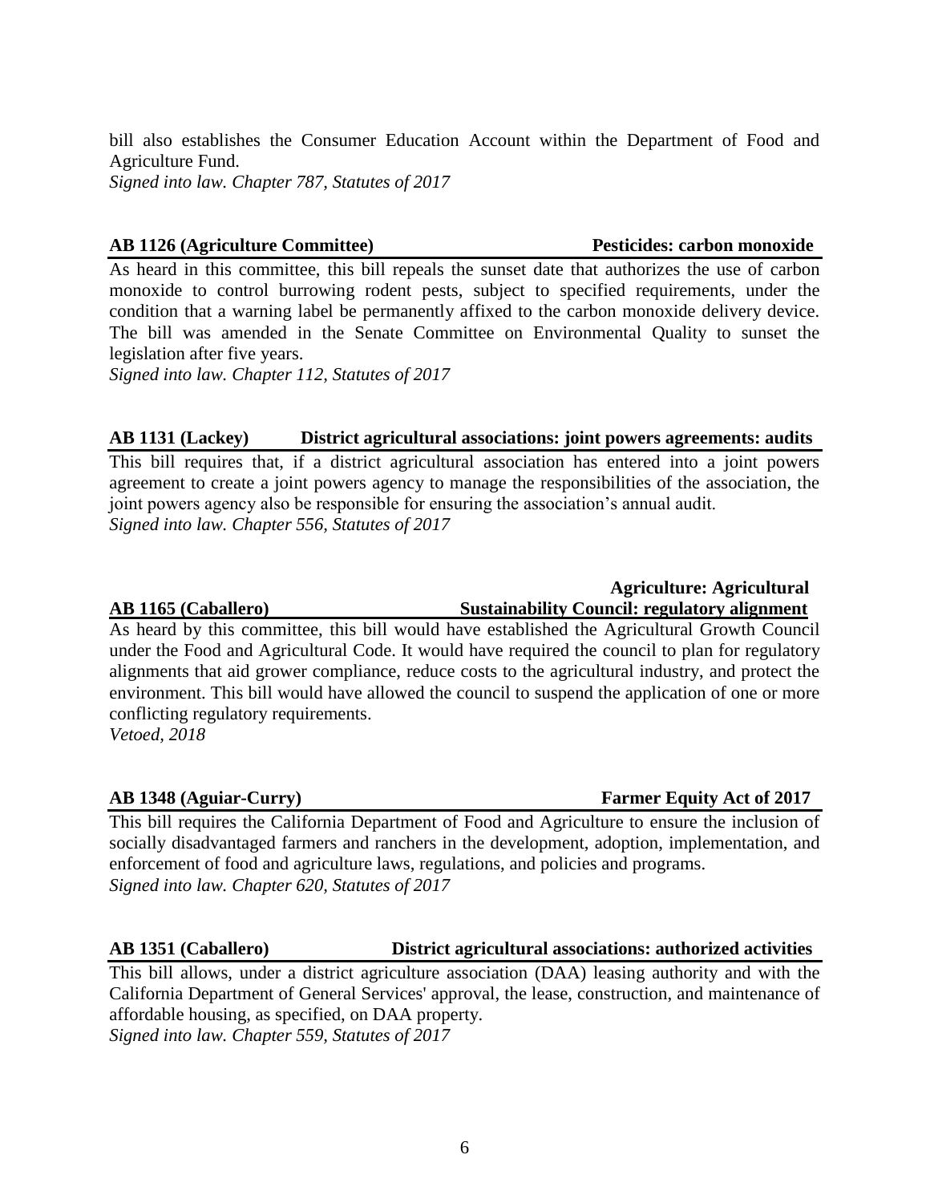bill also establishes the Consumer Education Account within the Department of Food and Agriculture Fund.
*Signed into law. Chapter 787, Statutes of 2017*

**AB 1126 (Agriculture Committee) Pesticides: carbon monoxide**

As heard in this committee, this bill repeals the sunset date that authorizes the use of carbon monoxide to control burrowing rodent pests, subject to specified requirements, under the condition that a warning label be permanently affixed to the carbon monoxide delivery device. The bill was amended in the Senate Committee on Environmental Quality to sunset the legislation after five years.
*Signed into law. Chapter 112, Statutes of 2017*

**AB 1131 (Lackey) District agricultural associations: joint powers agreements: audits**

This bill requires that, if a district agricultural association has entered into a joint powers agreement to create a joint powers agency to manage the responsibilities of the association, the joint powers agency also be responsible for ensuring the association's annual audit.
*Signed into law. Chapter 556, Statutes of 2017*

**AB 1165 (Caballero) Agriculture: Agricultural Sustainability Council: regulatory alignment**

As heard by this committee, this bill would have established the Agricultural Growth Council under the Food and Agricultural Code. It would have required the council to plan for regulatory alignments that aid grower compliance, reduce costs to the agricultural industry, and protect the environment. This bill would have allowed the council to suspend the application of one or more conflicting regulatory requirements.
*Vetoed, 2018*

**AB 1348 (Aguiar-Curry) Farmer Equity Act of 2017**

This bill requires the California Department of Food and Agriculture to ensure the inclusion of socially disadvantaged farmers and ranchers in the development, adoption, implementation, and enforcement of food and agriculture laws, regulations, and policies and programs.
*Signed into law. Chapter 620, Statutes of 2017*

**AB 1351 (Caballero) District agricultural associations: authorized activities**

This bill allows, under a district agriculture association (DAA) leasing authority and with the California Department of General Services' approval, the lease, construction, and maintenance of affordable housing, as specified, on DAA property.
*Signed into law. Chapter 559, Statutes of 2017*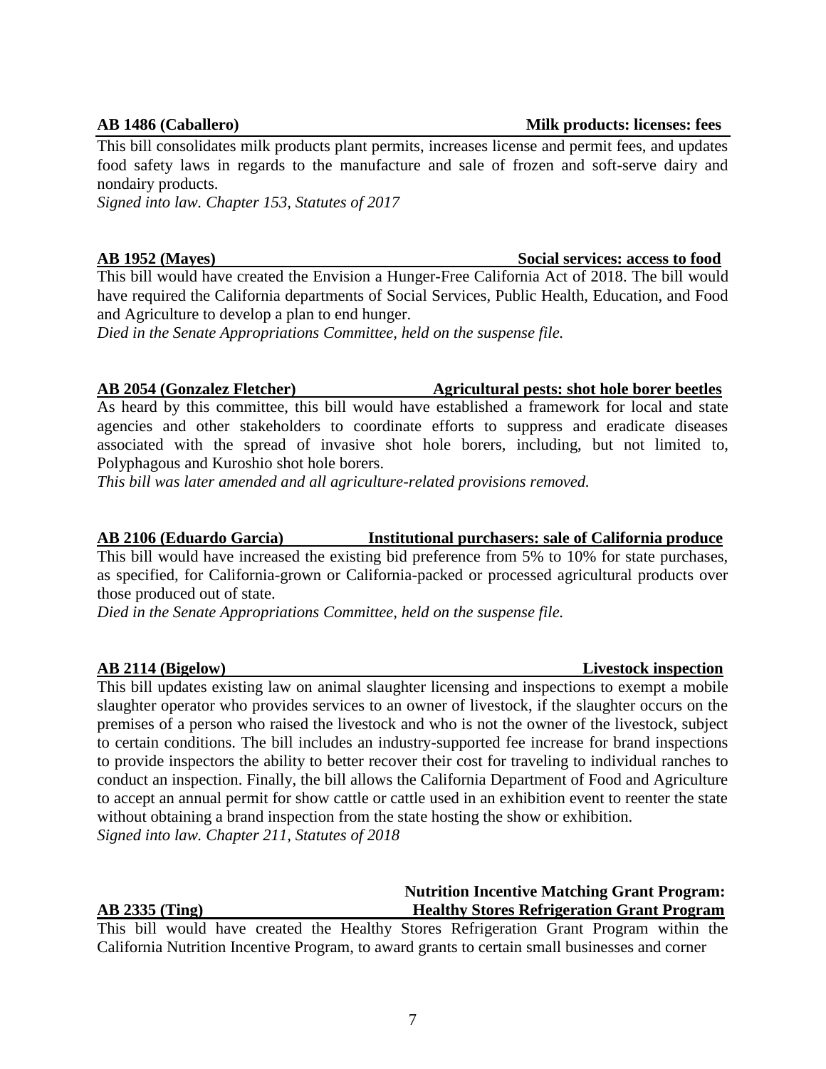**AB 1486 (Caballero)** — **Milk products: licenses: fees**

This bill consolidates milk products plant permits, increases license and permit fees, and updates food safety laws in regards to the manufacture and sale of frozen and soft-serve dairy and nondairy products.

*Signed into law. Chapter 153, Statutes of 2017*

**AB 1952 (Mayes)** — **Social services: access to food**

This bill would have created the Envision a Hunger-Free California Act of 2018. The bill would have required the California departments of Social Services, Public Health, Education, and Food and Agriculture to develop a plan to end hunger.

*Died in the Senate Appropriations Committee, held on the suspense file.*

**AB 2054 (Gonzalez Fletcher)** — **Agricultural pests: shot hole borer beetles**

As heard by this committee, this bill would have established a framework for local and state agencies and other stakeholders to coordinate efforts to suppress and eradicate diseases associated with the spread of invasive shot hole borers, including, but not limited to, Polyphagous and Kuroshio shot hole borers.

*This bill was later amended and all agriculture-related provisions removed.*

**AB 2106 (Eduardo Garcia)** — **Institutional purchasers: sale of California produce**

This bill would have increased the existing bid preference from 5% to 10% for state purchases, as specified, for California-grown or California-packed or processed agricultural products over those produced out of state.

*Died in the Senate Appropriations Committee, held on the suspense file.*

**AB 2114 (Bigelow)** — **Livestock inspection**

This bill updates existing law on animal slaughter licensing and inspections to exempt a mobile slaughter operator who provides services to an owner of livestock, if the slaughter occurs on the premises of a person who raised the livestock and who is not the owner of the livestock, subject to certain conditions. The bill includes an industry-supported fee increase for brand inspections to provide inspectors the ability to better recover their cost for traveling to individual ranches to conduct an inspection. Finally, the bill allows the California Department of Food and Agriculture to accept an annual permit for show cattle or cattle used in an exhibition event to reenter the state without obtaining a brand inspection from the state hosting the show or exhibition.

*Signed into law. Chapter 211, Statutes of 2018*

**AB 2335 (Ting)** — **Nutrition Incentive Matching Grant Program: Healthy Stores Refrigeration Grant Program**

This bill would have created the Healthy Stores Refrigeration Grant Program within the California Nutrition Incentive Program, to award grants to certain small businesses and corner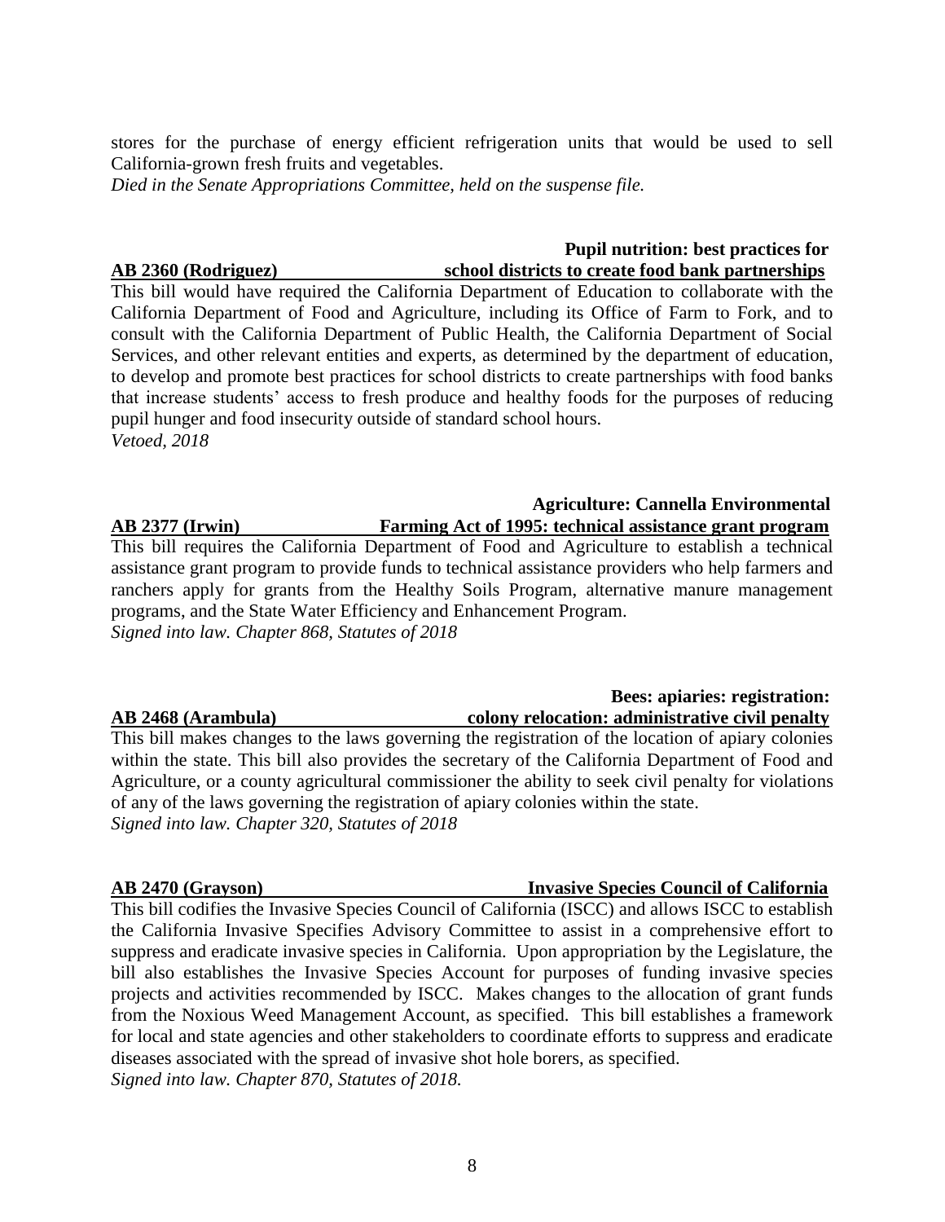stores for the purchase of energy efficient refrigeration units that would be used to sell California-grown fresh fruits and vegetables.
*Died in the Senate Appropriations Committee, held on the suspense file.*

**AB 2360 (Rodriguez) — Pupil nutrition: best practices for school districts to create food bank partnerships**

This bill would have required the California Department of Education to collaborate with the California Department of Food and Agriculture, including its Office of Farm to Fork, and to consult with the California Department of Public Health, the California Department of Social Services, and other relevant entities and experts, as determined by the department of education, to develop and promote best practices for school districts to create partnerships with food banks that increase students' access to fresh produce and healthy foods for the purposes of reducing pupil hunger and food insecurity outside of standard school hours.
*Vetoed, 2018*

**AB 2377 (Irwin) — Agriculture: Cannella Environmental Farming Act of 1995: technical assistance grant program**

This bill requires the California Department of Food and Agriculture to establish a technical assistance grant program to provide funds to technical assistance providers who help farmers and ranchers apply for grants from the Healthy Soils Program, alternative manure management programs, and the State Water Efficiency and Enhancement Program.
*Signed into law. Chapter 868, Statutes of 2018*

**AB 2468 (Arambula) — Bees: apiaries: registration: colony relocation: administrative civil penalty**

This bill makes changes to the laws governing the registration of the location of apiary colonies within the state. This bill also provides the secretary of the California Department of Food and Agriculture, or a county agricultural commissioner the ability to seek civil penalty for violations of any of the laws governing the registration of apiary colonies within the state.
*Signed into law. Chapter 320, Statutes of 2018*

**AB 2470 (Grayson) — Invasive Species Council of California**

This bill codifies the Invasive Species Council of California (ISCC) and allows ISCC to establish the California Invasive Specifies Advisory Committee to assist in a comprehensive effort to suppress and eradicate invasive species in California. Upon appropriation by the Legislature, the bill also establishes the Invasive Species Account for purposes of funding invasive species projects and activities recommended by ISCC. Makes changes to the allocation of grant funds from the Noxious Weed Management Account, as specified. This bill establishes a framework for local and state agencies and other stakeholders to coordinate efforts to suppress and eradicate diseases associated with the spread of invasive shot hole borers, as specified.
*Signed into law. Chapter 870, Statutes of 2018.*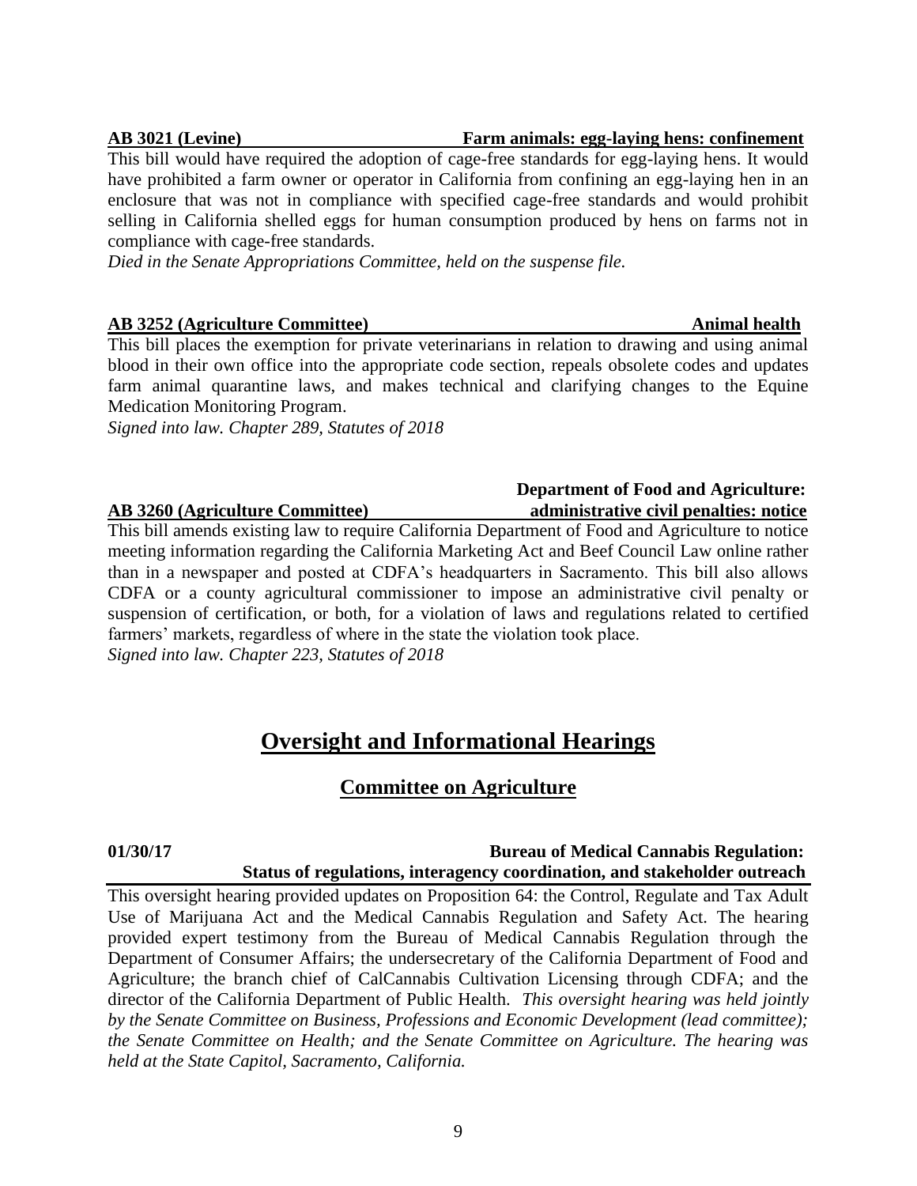**AB 3021 (Levine)** **Farm animals: egg-laying hens: confinement**

This bill would have required the adoption of cage-free standards for egg-laying hens. It would have prohibited a farm owner or operator in California from confining an egg-laying hen in an enclosure that was not in compliance with specified cage-free standards and would prohibit selling in California shelled eggs for human consumption produced by hens on farms not in compliance with cage-free standards.

*Died in the Senate Appropriations Committee, held on the suspense file.*

**AB 3252 (Agriculture Committee)** **Animal health**

This bill places the exemption for private veterinarians in relation to drawing and using animal blood in their own office into the appropriate code section, repeals obsolete codes and updates farm animal quarantine laws, and makes technical and clarifying changes to the Equine Medication Monitoring Program.

*Signed into law. Chapter 289, Statutes of 2018*

**AB 3260 (Agriculture Committee)** **Department of Food and Agriculture: administrative civil penalties: notice**

This bill amends existing law to require California Department of Food and Agriculture to notice meeting information regarding the California Marketing Act and Beef Council Law online rather than in a newspaper and posted at CDFA's headquarters in Sacramento. This bill also allows CDFA or a county agricultural commissioner to impose an administrative civil penalty or suspension of certification, or both, for a violation of laws and regulations related to certified farmers' markets, regardless of where in the state the violation took place.

*Signed into law. Chapter 223, Statutes of 2018*

# Oversight and Informational Hearings

## Committee on Agriculture

**01/30/17** **Bureau of Medical Cannabis Regulation: Status of regulations, interagency coordination, and stakeholder outreach**

This oversight hearing provided updates on Proposition 64: the Control, Regulate and Tax Adult Use of Marijuana Act and the Medical Cannabis Regulation and Safety Act. The hearing provided expert testimony from the Bureau of Medical Cannabis Regulation through the Department of Consumer Affairs; the undersecretary of the California Department of Food and Agriculture; the branch chief of CalCannabis Cultivation Licensing through CDFA; and the director of the California Department of Public Health. *This oversight hearing was held jointly by the Senate Committee on Business, Professions and Economic Development (lead committee); the Senate Committee on Health; and the Senate Committee on Agriculture. The hearing was held at the State Capitol, Sacramento, California.*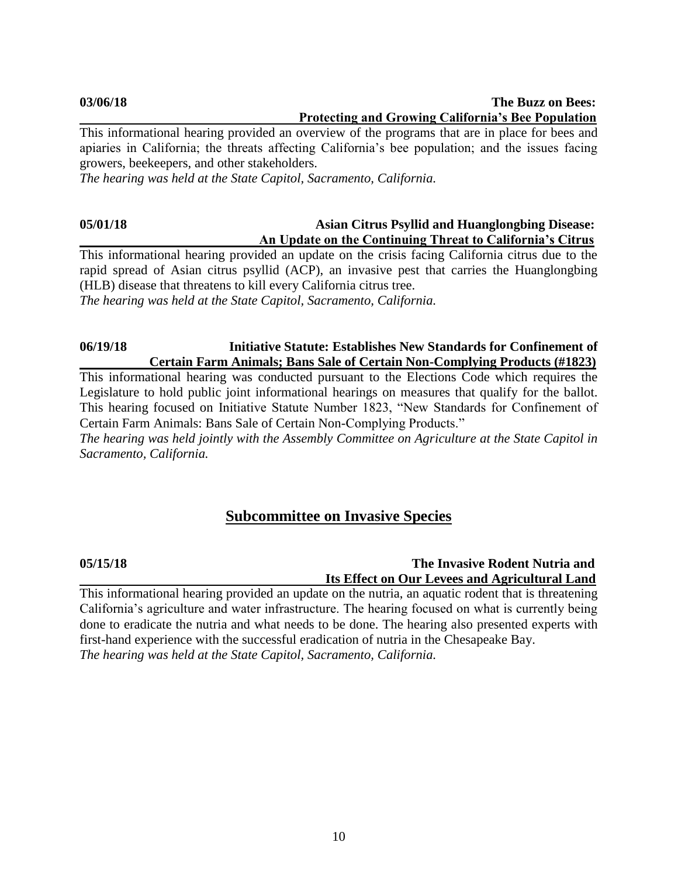**03/06/18** **The Buzz on Bees: Protecting and Growing California's Bee Population**

This informational hearing provided an overview of the programs that are in place for bees and apiaries in California; the threats affecting California's bee population; and the issues facing growers, beekeepers, and other stakeholders.

*The hearing was held at the State Capitol, Sacramento, California.*

**05/01/18** **Asian Citrus Psyllid and Huanglongbing Disease: An Update on the Continuing Threat to California's Citrus**

This informational hearing provided an update on the crisis facing California citrus due to the rapid spread of Asian citrus psyllid (ACP), an invasive pest that carries the Huanglongbing (HLB) disease that threatens to kill every California citrus tree.

*The hearing was held at the State Capitol, Sacramento, California.*

**06/19/18** **Initiative Statute: Establishes New Standards for Confinement of Certain Farm Animals; Bans Sale of Certain Non-Complying Products (#1823)**

This informational hearing was conducted pursuant to the Elections Code which requires the Legislature to hold public joint informational hearings on measures that qualify for the ballot. This hearing focused on Initiative Statute Number 1823, "New Standards for Confinement of Certain Farm Animals: Bans Sale of Certain Non-Complying Products."

*The hearing was held jointly with the Assembly Committee on Agriculture at the State Capitol in Sacramento, California.*

## Subcommittee on Invasive Species

**05/15/18** **The Invasive Rodent Nutria and Its Effect on Our Levees and Agricultural Land**

This informational hearing provided an update on the nutria, an aquatic rodent that is threatening California's agriculture and water infrastructure. The hearing focused on what is currently being done to eradicate the nutria and what needs to be done. The hearing also presented experts with first-hand experience with the successful eradication of nutria in the Chesapeake Bay.

*The hearing was held at the State Capitol, Sacramento, California.*